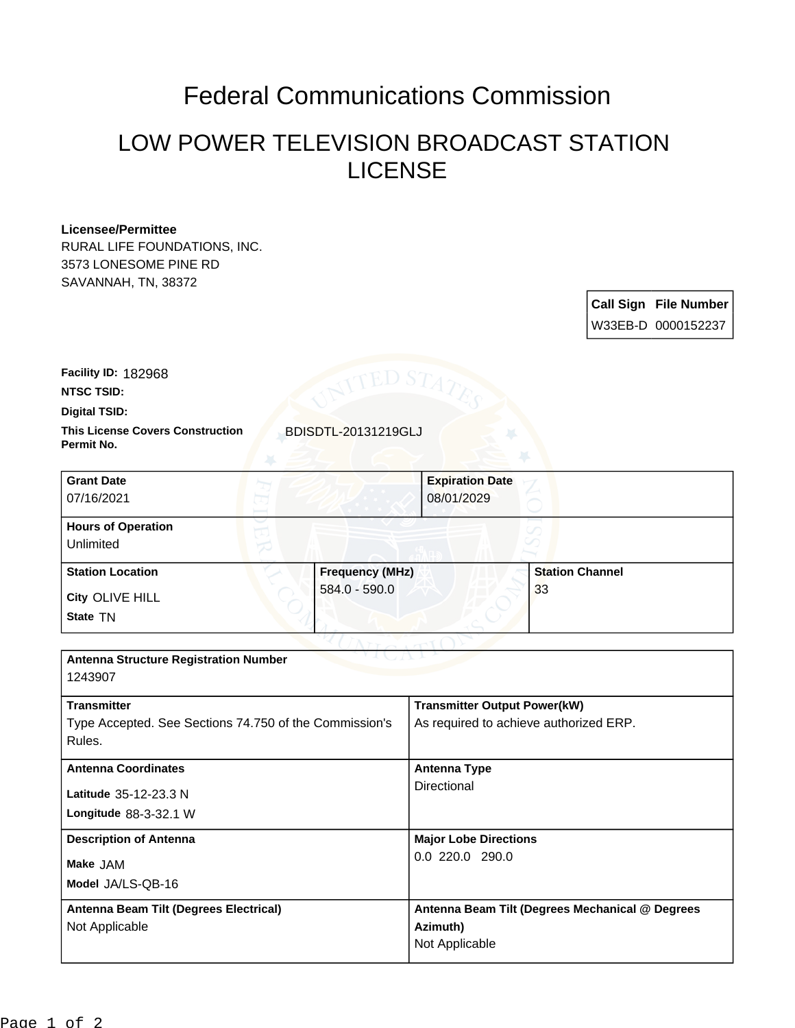# Federal Communications Commission

## LOW POWER TELEVISION BROADCAST STATION LICENSE

**Licensee/Permittee**
RURAL LIFE FOUNDATIONS, INC.
3573 LONESOME PINE RD
SAVANNAH, TN, 38372

| Call Sign | File Number |
|---|---|
| W33EB-D | 0000152237 |

**Facility ID:** 182968

**NTSC TSID:**

**Digital TSID:**

**This License Covers Construction Permit No.** BDISDTL-20131219GLJ

| Grant Date | Expiration Date |
|---|---|
| 07/16/2021 | 08/01/2029 |

**Hours of Operation**
Unlimited

| Station Location | Frequency (MHz) | Station Channel |
|---|---|---|
| City OLIVE HILL<br>State TN | 584.0 - 590.0 | 33 |

**Antenna Structure Registration Number**
1243907

| Transmitter | Transmitter Output Power(kW) |
|---|---|
| Type Accepted. See Sections 74.750 of the Commission's Rules. | As required to achieve authorized ERP. |

| Antenna Coordinates | Antenna Type |
|---|---|
| Latitude 35-12-23.3 N<br>Longitude 88-3-32.1 W | Directional |

| Description of Antenna | Major Lobe Directions |
|---|---|
| Make JAM<br>Model JA/LS-QB-16 | 0.0 220.0 290.0 |

| Antenna Beam Tilt (Degrees Electrical) | Antenna Beam Tilt (Degrees Mechanical @ Degrees Azimuth) |
|---|---|
| Not Applicable | Not Applicable |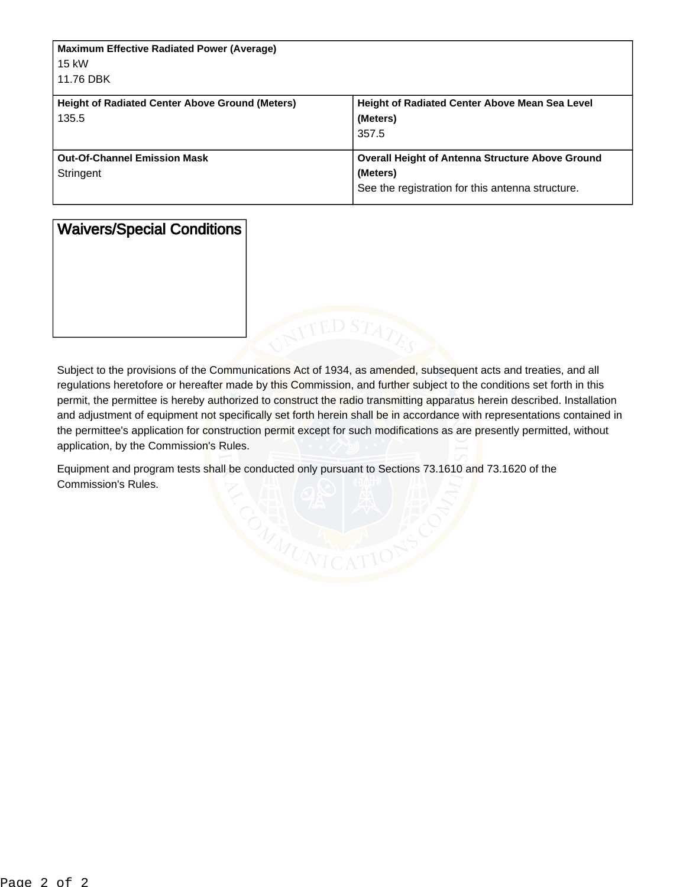| Maximum Effective Radiated Power (Average) | |
|---|---|
| 15 kW<br>11.76 DBK | |
| **Height of Radiated Center Above Ground (Meters)**<br>135.5 | **Height of Radiated Center Above Mean Sea Level (Meters)**<br>357.5 |
| **Out-Of-Channel Emission Mask**<br>Stringent | **Overall Height of Antenna Structure Above Ground (Meters)**<br>See the registration for this antenna structure. |

## Waivers/Special Conditions

Subject to the provisions of the Communications Act of 1934, as amended, subsequent acts and treaties, and all regulations heretofore or hereafter made by this Commission, and further subject to the conditions set forth in this permit, the permittee is hereby authorized to construct the radio transmitting apparatus herein described. Installation and adjustment of equipment not specifically set forth herein shall be in accordance with representations contained in the permittee's application for construction permit except for such modifications as are presently permitted, without application, by the Commission's Rules.

Equipment and program tests shall be conducted only pursuant to Sections 73.1610 and 73.1620 of the Commission's Rules.